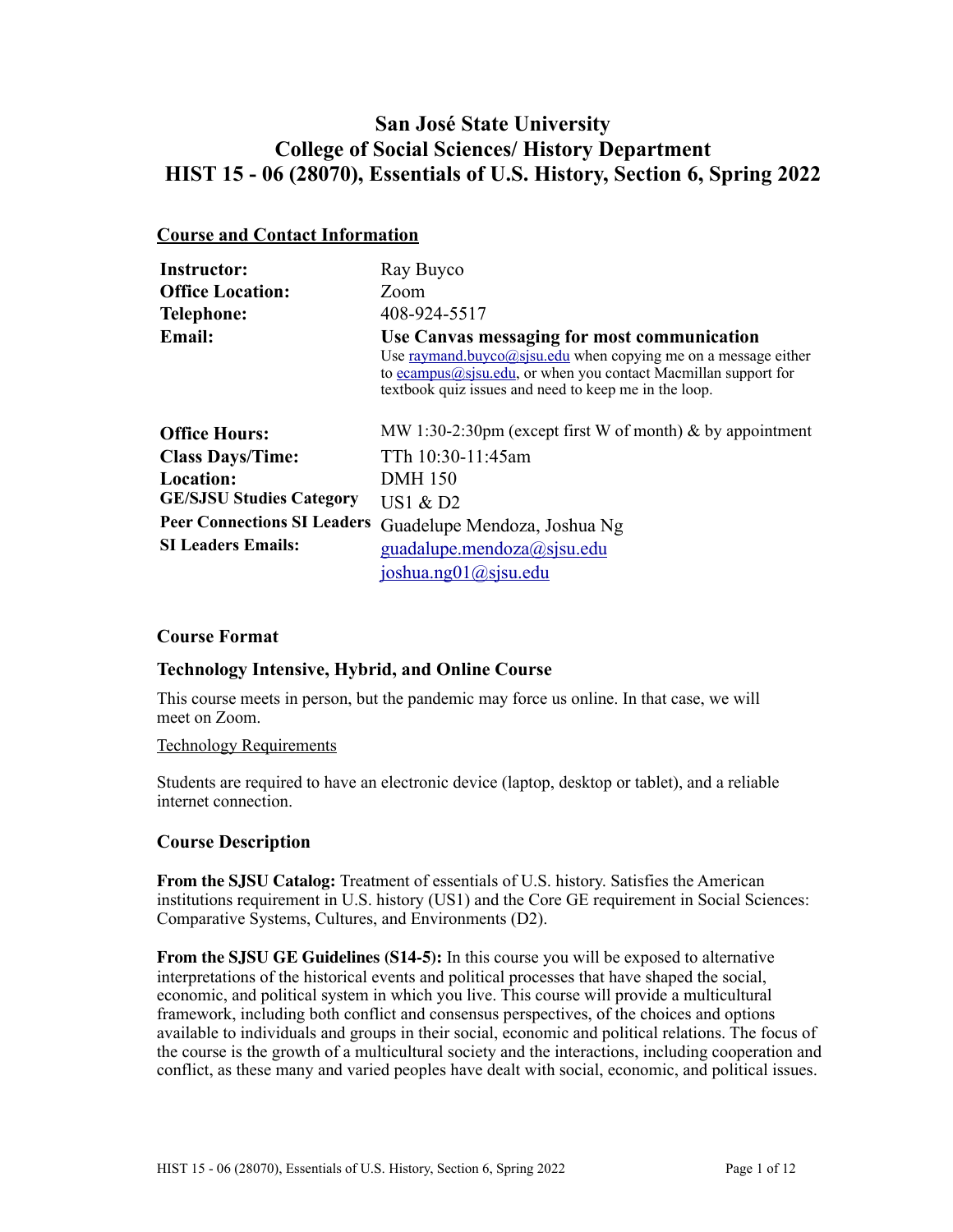# San José State University
# College of Social Sciences/ History Department
# HIST 15 - 06 (28070), Essentials of U.S. History, Section 6, Spring 2022

## Course and Contact Information

| | |
|---|---|
| **Instructor:** | Ray Buyco |
| **Office Location:** | Zoom |
| **Telephone:** | 408-924-5517 |
| **Email:** | **Use Canvas messaging for most communication** Use raymand.buyco@sjsu.edu when copying me on a message either to ecampus@sjsu.edu, or when you contact Macmillan support for textbook quiz issues and need to keep me in the loop. |
| **Office Hours:** | MW 1:30-2:30pm (except first W of month) & by appointment |
| **Class Days/Time:** | TTh 10:30-11:45am |
| **Location:** | DMH 150 |
| **GE/SJSU Studies Category** | US1 & D2 |
| **Peer Connections SI Leaders** | Guadelupe Mendoza, Joshua Ng |
| **SI Leaders Emails:** | guadalupe.mendoza@sjsu.edu joshua.ng01@sjsu.edu |

### Course Format

### Technology Intensive, Hybrid, and Online Course

This course meets in person, but the pandemic may force us online. In that case, we will meet on Zoom.

Technology Requirements

Students are required to have an electronic device (laptop, desktop or tablet), and a reliable internet connection.

### Course Description

**From the SJSU Catalog:** Treatment of essentials of U.S. history. Satisfies the American institutions requirement in U.S. history (US1) and the Core GE requirement in Social Sciences: Comparative Systems, Cultures, and Environments (D2).

**From the SJSU GE Guidelines (S14-5):** In this course you will be exposed to alternative interpretations of the historical events and political processes that have shaped the social, economic, and political system in which you live. This course will provide a multicultural framework, including both conflict and consensus perspectives, of the choices and options available to individuals and groups in their social, economic and political relations. The focus of the course is the growth of a multicultural society and the interactions, including cooperation and conflict, as these many and varied peoples have dealt with social, economic, and political issues.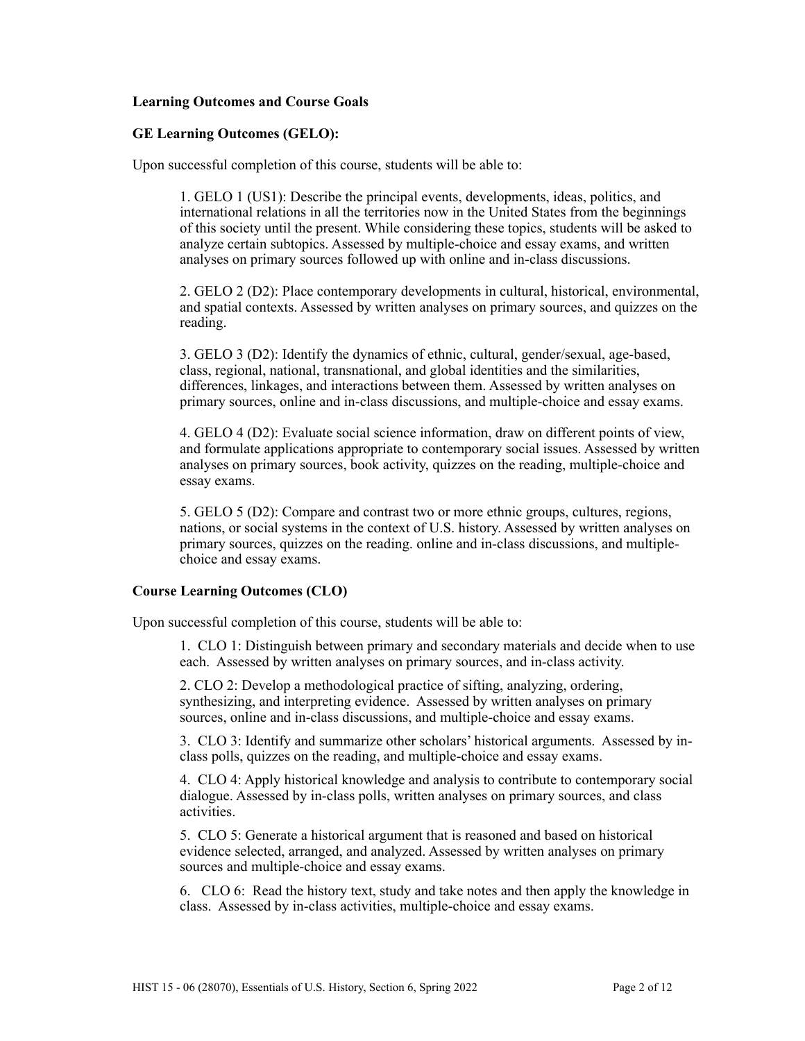**Learning Outcomes and Course Goals**

**GE Learning Outcomes (GELO):**

Upon successful completion of this course, students will be able to:

1. GELO 1 (US1): Describe the principal events, developments, ideas, politics, and international relations in all the territories now in the United States from the beginnings of this society until the present. While considering these topics, students will be asked to analyze certain subtopics. Assessed by multiple-choice and essay exams, and written analyses on primary sources followed up with online and in-class discussions.

2. GELO 2 (D2): Place contemporary developments in cultural, historical, environmental, and spatial contexts. Assessed by written analyses on primary sources, and quizzes on the reading.

3. GELO 3 (D2): Identify the dynamics of ethnic, cultural, gender/sexual, age-based, class, regional, national, transnational, and global identities and the similarities, differences, linkages, and interactions between them. Assessed by written analyses on primary sources, online and in-class discussions, and multiple-choice and essay exams.

4. GELO 4 (D2): Evaluate social science information, draw on different points of view, and formulate applications appropriate to contemporary social issues. Assessed by written analyses on primary sources, book activity, quizzes on the reading, multiple-choice and essay exams.

5. GELO 5 (D2): Compare and contrast two or more ethnic groups, cultures, regions, nations, or social systems in the context of U.S. history. Assessed by written analyses on primary sources, quizzes on the reading. online and in-class discussions, and multiple-choice and essay exams.

**Course Learning Outcomes (CLO)**

Upon successful completion of this course, students will be able to:

1. CLO 1: Distinguish between primary and secondary materials and decide when to use each. Assessed by written analyses on primary sources, and in-class activity.

2. CLO 2: Develop a methodological practice of sifting, analyzing, ordering, synthesizing, and interpreting evidence. Assessed by written analyses on primary sources, online and in-class discussions, and multiple-choice and essay exams.

3. CLO 3: Identify and summarize other scholars' historical arguments. Assessed by in-class polls, quizzes on the reading, and multiple-choice and essay exams.

4. CLO 4: Apply historical knowledge and analysis to contribute to contemporary social dialogue. Assessed by in-class polls, written analyses on primary sources, and class activities.

5. CLO 5: Generate a historical argument that is reasoned and based on historical evidence selected, arranged, and analyzed. Assessed by written analyses on primary sources and multiple-choice and essay exams.

6. CLO 6: Read the history text, study and take notes and then apply the knowledge in class. Assessed by in-class activities, multiple-choice and essay exams.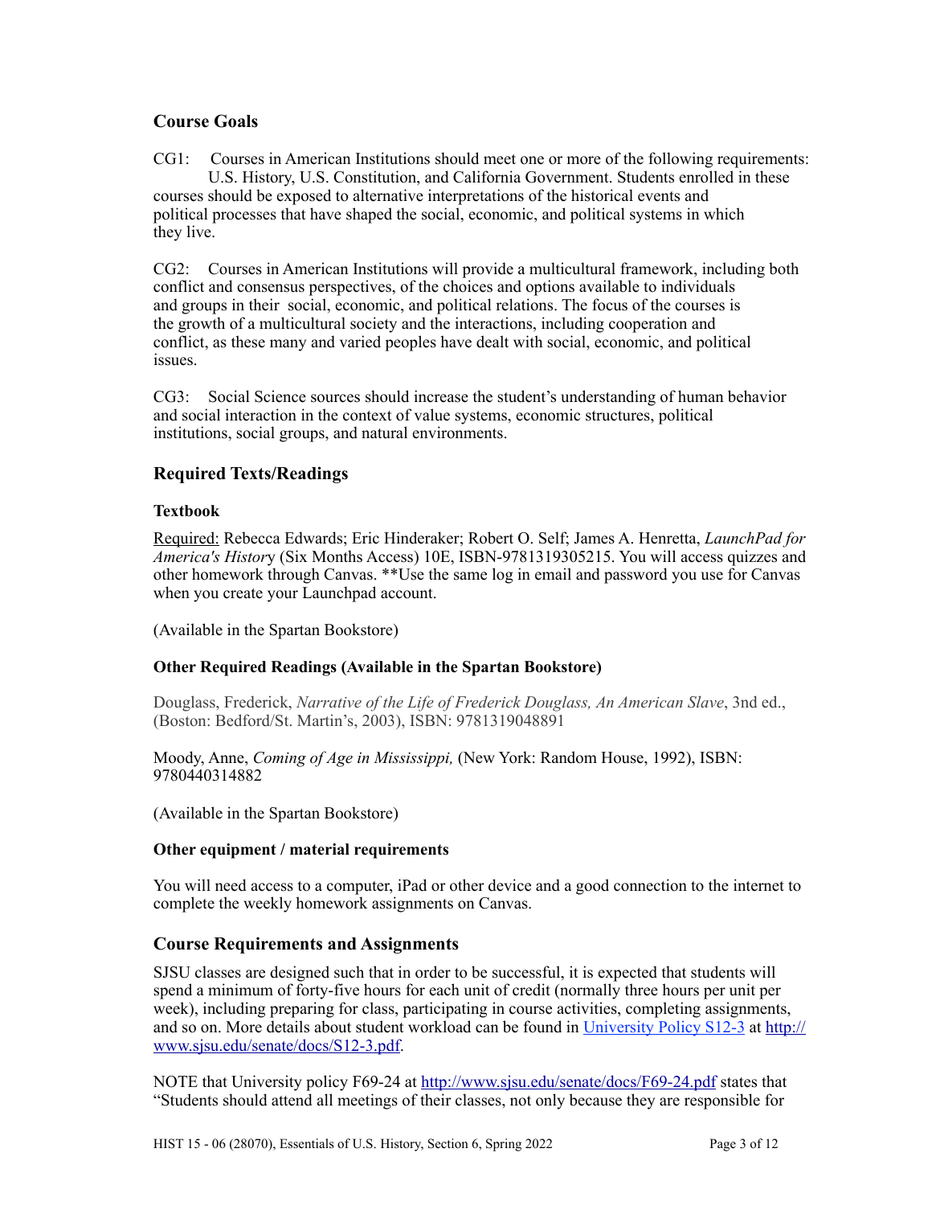## Course Goals

CG1: Courses in American Institutions should meet one or more of the following requirements: U.S. History, U.S. Constitution, and California Government. Students enrolled in these courses should be exposed to alternative interpretations of the historical events and political processes that have shaped the social, economic, and political systems in which they live.

CG2: Courses in American Institutions will provide a multicultural framework, including both conflict and consensus perspectives, of the choices and options available to individuals and groups in their social, economic, and political relations. The focus of the courses is the growth of a multicultural society and the interactions, including cooperation and conflict, as these many and varied peoples have dealt with social, economic, and political issues.

CG3: Social Science sources should increase the student's understanding of human behavior and social interaction in the context of value systems, economic structures, political institutions, social groups, and natural environments.

## Required Texts/Readings

### Textbook

Required: Rebecca Edwards; Eric Hinderaker; Robert O. Self; James A. Henretta, *LaunchPad for America's History* (Six Months Access) 10E, ISBN-9781319305215. You will access quizzes and other homework through Canvas. **Use the same log in email and password you use for Canvas when you create your Launchpad account.

(Available in the Spartan Bookstore)

### Other Required Readings (Available in the Spartan Bookstore)

Douglass, Frederick, *Narrative of the Life of Frederick Douglass, An American Slave*, 3nd ed., (Boston: Bedford/St. Martin's, 2003), ISBN: 9781319048891

Moody, Anne, *Coming of Age in Mississippi,* (New York: Random House, 1992), ISBN: 9780440314882

(Available in the Spartan Bookstore)

### Other equipment / material requirements

You will need access to a computer, iPad or other device and a good connection to the internet to complete the weekly homework assignments on Canvas.

## Course Requirements and Assignments

SJSU classes are designed such that in order to be successful, it is expected that students will spend a minimum of forty-five hours for each unit of credit (normally three hours per unit per week), including preparing for class, participating in course activities, completing assignments, and so on. More details about student workload can be found in [University Policy S12-3](http://www.sjsu.edu/senate/docs/S12-3.pdf) at [http://www.sjsu.edu/senate/docs/S12-3.pdf](http://www.sjsu.edu/senate/docs/S12-3.pdf).

NOTE that University policy F69-24 at [http://www.sjsu.edu/senate/docs/F69-24.pdf](http://www.sjsu.edu/senate/docs/F69-24.pdf) states that "Students should attend all meetings of their classes, not only because they are responsible for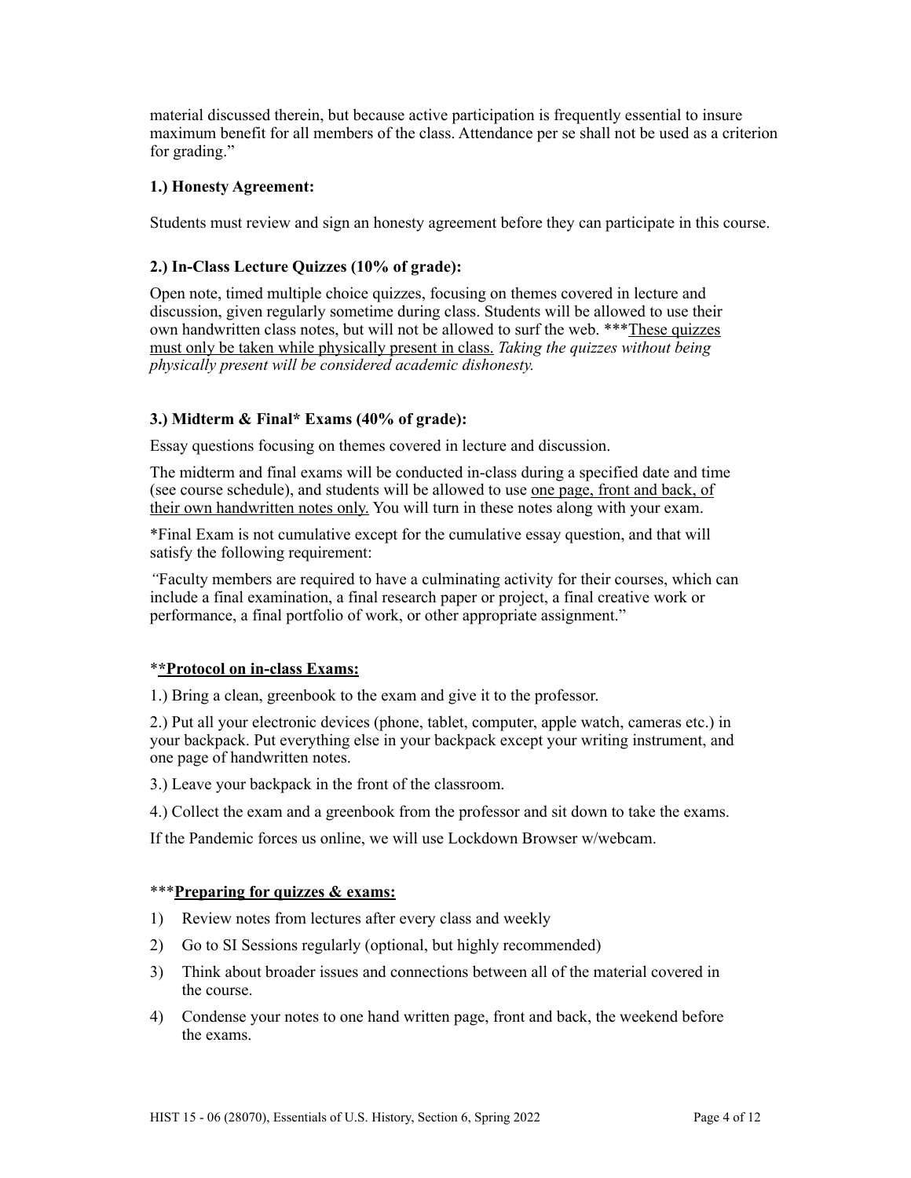material discussed therein, but because active participation is frequently essential to insure maximum benefit for all members of the class. Attendance per se shall not be used as a criterion for grading."

**1.) Honesty Agreement:**

Students must review and sign an honesty agreement before they can participate in this course.

**2.) In-Class Lecture Quizzes (10% of grade):**

Open note, timed multiple choice quizzes, focusing on themes covered in lecture and discussion, given regularly sometime during class. Students will be allowed to use their own handwritten class notes, but will not be allowed to surf the web. ***<u>These quizzes must only be taken while physically present in class.</u> *Taking the quizzes without being physically present will be considered academic dishonesty.*

**3.) Midterm & Final* Exams (40% of grade):**

Essay questions focusing on themes covered in lecture and discussion.

The midterm and final exams will be conducted in-class during a specified date and time (see course schedule), and students will be allowed to use <u>one page, front and back, of their own handwritten notes only.</u> You will turn in these notes along with your exam.

*Final Exam is not cumulative except for the cumulative essay question, and that will satisfy the following requirement:

*"*Faculty members are required to have a culminating activity for their courses, which can include a final examination, a final research paper or project, a final creative work or performance, a final portfolio of work, or other appropriate assignment."

**<u>**Protocol on in-class Exams:</u>**

1.) Bring a clean, greenbook to the exam and give it to the professor.

2.) Put all your electronic devices (phone, tablet, computer, apple watch, cameras etc.) in your backpack. Put everything else in your backpack except your writing instrument, and one page of handwritten notes.

3.) Leave your backpack in the front of the classroom.

4.) Collect the exam and a greenbook from the professor and sit down to take the exams.

If the Pandemic forces us online, we will use Lockdown Browser w/webcam.

***<u>**Preparing for quizzes & exams:**</u>

1) Review notes from lectures after every class and weekly
2) Go to SI Sessions regularly (optional, but highly recommended)
3) Think about broader issues and connections between all of the material covered in the course.
4) Condense your notes to one hand written page, front and back, the weekend before the exams.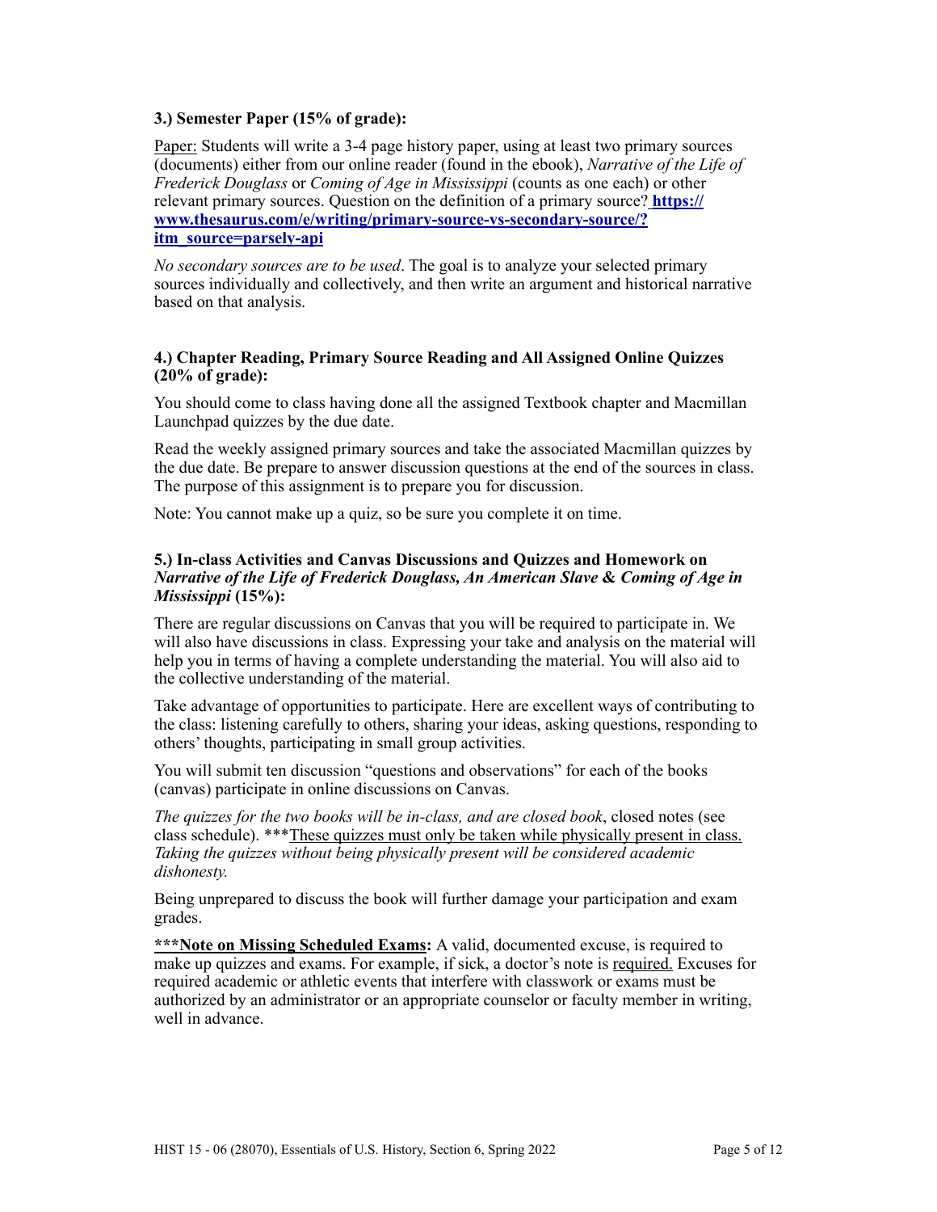**3.) Semester Paper (15% of grade):**

Paper: Students will write a 3-4 page history paper, using at least two primary sources (documents) either from our online reader (found in the ebook), *Narrative of the Life of Frederick Douglass* or *Coming of Age in Mississippi* (counts as one each) or other relevant primary sources. Question on the definition of a primary source? **https://www.thesaurus.com/e/writing/primary-source-vs-secondary-source/?itm_source=parsely-api**

*No secondary sources are to be used*. The goal is to analyze your selected primary sources individually and collectively, and then write an argument and historical narrative based on that analysis.

**4.) Chapter Reading, Primary Source Reading and All Assigned Online Quizzes (20% of grade):**

You should come to class having done all the assigned Textbook chapter and Macmillan Launchpad quizzes by the due date.

Read the weekly assigned primary sources and take the associated Macmillan quizzes by the due date. Be prepare to answer discussion questions at the end of the sources in class. The purpose of this assignment is to prepare you for discussion.

Note: You cannot make up a quiz, so be sure you complete it on time.

**5.) In-class Activities and Canvas Discussions and Quizzes and Homework on *Narrative of the Life of Frederick Douglass, An American Slave* & *Coming of Age in Mississippi* (15%):**

There are regular discussions on Canvas that you will be required to participate in. We will also have discussions in class. Expressing your take and analysis on the material will help you in terms of having a complete understanding the material. You will also aid to the collective understanding of the material.

Take advantage of opportunities to participate. Here are excellent ways of contributing to the class: listening carefully to others, sharing your ideas, asking questions, responding to others' thoughts, participating in small group activities.

You will submit ten discussion "questions and observations" for each of the books (canvas) participate in online discussions on Canvas.

*The quizzes for the two books will be in-class, and are closed book*, closed notes (see class schedule). ***These quizzes must only be taken while physically present in class. *Taking the quizzes without being physically present will be considered academic dishonesty.*

Being unprepared to discuss the book will further damage your participation and exam grades.

**\*\*\*Note on Missing Scheduled Exams:** A valid, documented excuse, is required to make up quizzes and exams. For example, if sick, a doctor's note is required. Excuses for required academic or athletic events that interfere with classwork or exams must be authorized by an administrator or an appropriate counselor or faculty member in writing, well in advance.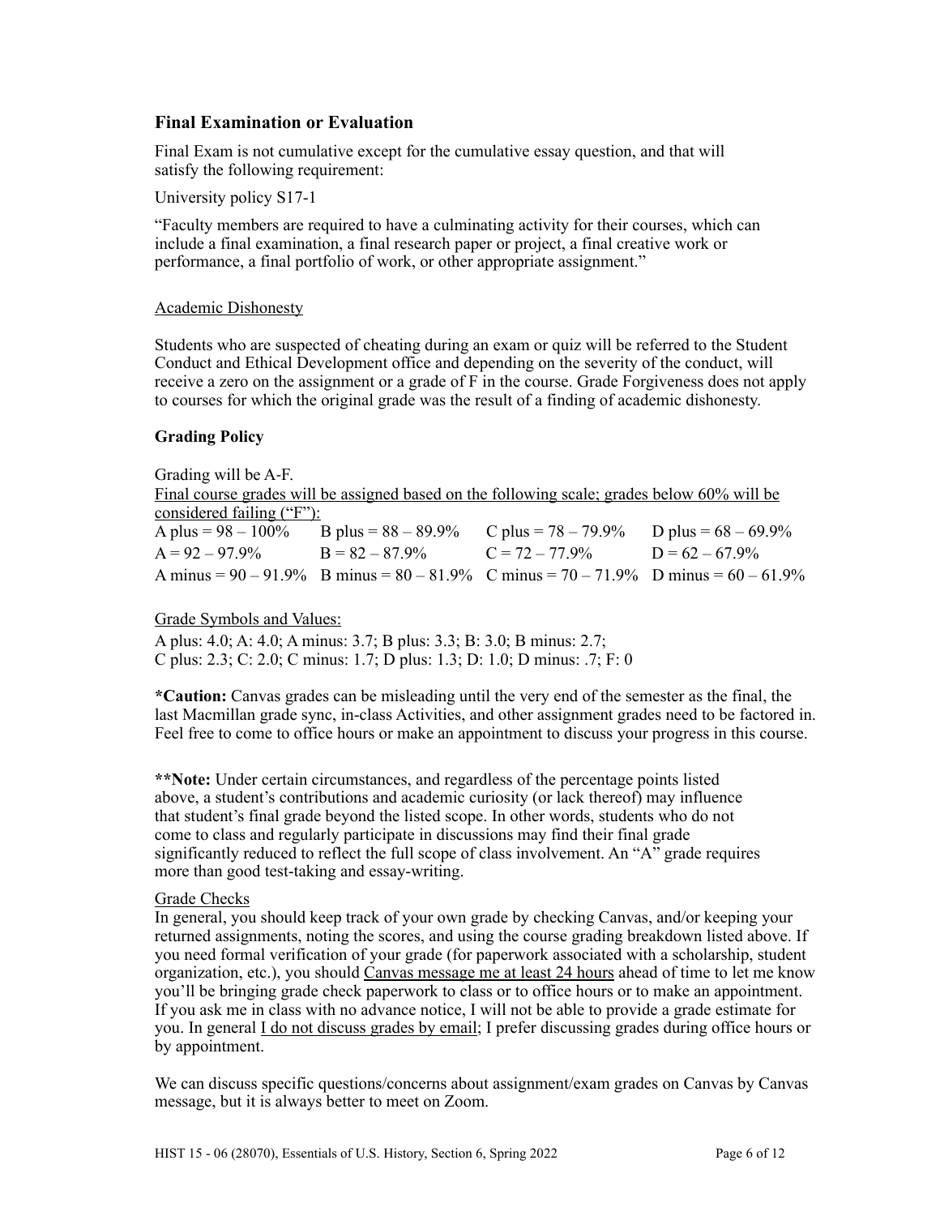### Final Examination or Evaluation

Final Exam is not cumulative except for the cumulative essay question, and that will satisfy the following requirement:

University policy S17-1

"Faculty members are required to have a culminating activity for their courses, which can include a final examination, a final research paper or project, a final creative work or performance, a final portfolio of work, or other appropriate assignment."

Academic Dishonesty

Students who are suspected of cheating during an exam or quiz will be referred to the Student Conduct and Ethical Development office and depending on the severity of the conduct, will receive a zero on the assignment or a grade of F in the course. Grade Forgiveness does not apply to courses for which the original grade was the result of a finding of academic dishonesty.

**Grading Policy**

Grading will be A-F.

Final course grades will be assigned based on the following scale; grades below 60% will be considered failing ("F"):

| | | | |
|---|---|---|---|
| A plus = 98 – 100% | B plus = 88 – 89.9% | C plus = 78 – 79.9% | D plus = 68 – 69.9% |
| A = 92 – 97.9% | B = 82 – 87.9% | C = 72 – 77.9% | D = 62 – 67.9% |
| A minus = 90 – 91.9% | B minus = 80 – 81.9% | C minus = 70 – 71.9% | D minus = 60 – 61.9% |

Grade Symbols and Values:

A plus: 4.0; A: 4.0; A minus: 3.7; B plus: 3.3; B: 3.0; B minus: 2.7;
C plus: 2.3; C: 2.0; C minus: 1.7; D plus: 1.3; D: 1.0; D minus: .7; F: 0

***Caution:** Canvas grades can be misleading until the very end of the semester as the final, the last Macmillan grade sync, in-class Activities, and other assignment grades need to be factored in. Feel free to come to office hours or make an appointment to discuss your progress in this course.

****Note:** Under certain circumstances, and regardless of the percentage points listed above, a student's contributions and academic curiosity (or lack thereof) may influence that student's final grade beyond the listed scope. In other words, students who do not come to class and regularly participate in discussions may find their final grade significantly reduced to reflect the full scope of class involvement. An "A" grade requires more than good test-taking and essay-writing.

Grade Checks

In general, you should keep track of your own grade by checking Canvas, and/or keeping your returned assignments, noting the scores, and using the course grading breakdown listed above. If you need formal verification of your grade (for paperwork associated with a scholarship, student organization, etc.), you should Canvas message me at least 24 hours ahead of time to let me know you'll be bringing grade check paperwork to class or to office hours or to make an appointment. If you ask me in class with no advance notice, I will not be able to provide a grade estimate for you. In general I do not discuss grades by email; I prefer discussing grades during office hours or by appointment.

We can discuss specific questions/concerns about assignment/exam grades on Canvas by Canvas message, but it is always better to meet on Zoom.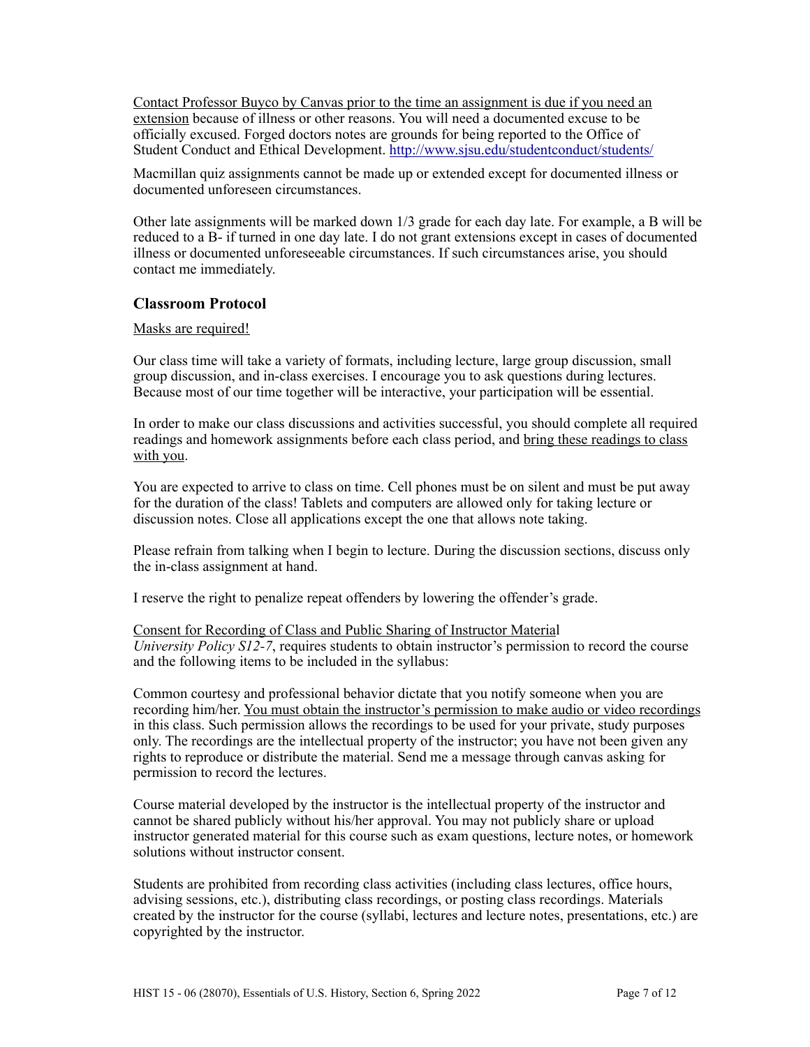Contact Professor Buyco by Canvas prior to the time an assignment is due if you need an extension because of illness or other reasons. You will need a documented excuse to be officially excused. Forged doctors notes are grounds for being reported to the Office of Student Conduct and Ethical Development. http://www.sjsu.edu/studentconduct/students/

Macmillan quiz assignments cannot be made up or extended except for documented illness or documented unforeseen circumstances.

Other late assignments will be marked down 1/3 grade for each day late. For example, a B will be reduced to a B- if turned in one day late. I do not grant extensions except in cases of documented illness or documented unforeseeable circumstances. If such circumstances arise, you should contact me immediately.

## Classroom Protocol

Masks are required!

Our class time will take a variety of formats, including lecture, large group discussion, small group discussion, and in-class exercises. I encourage you to ask questions during lectures. Because most of our time together will be interactive, your participation will be essential.

In order to make our class discussions and activities successful, you should complete all required readings and homework assignments before each class period, and bring these readings to class with you.

You are expected to arrive to class on time. Cell phones must be on silent and must be put away for the duration of the class! Tablets and computers are allowed only for taking lecture or discussion notes. Close all applications except the one that allows note taking.

Please refrain from talking when I begin to lecture. During the discussion sections, discuss only the in-class assignment at hand.

I reserve the right to penalize repeat offenders by lowering the offender's grade.

Consent for Recording of Class and Public Sharing of Instructor Material
*University Policy S12-7*, requires students to obtain instructor's permission to record the course and the following items to be included in the syllabus:

Common courtesy and professional behavior dictate that you notify someone when you are recording him/her. You must obtain the instructor's permission to make audio or video recordings in this class. Such permission allows the recordings to be used for your private, study purposes only. The recordings are the intellectual property of the instructor; you have not been given any rights to reproduce or distribute the material. Send me a message through canvas asking for permission to record the lectures.

Course material developed by the instructor is the intellectual property of the instructor and cannot be shared publicly without his/her approval. You may not publicly share or upload instructor generated material for this course such as exam questions, lecture notes, or homework solutions without instructor consent.

Students are prohibited from recording class activities (including class lectures, office hours, advising sessions, etc.), distributing class recordings, or posting class recordings. Materials created by the instructor for the course (syllabi, lectures and lecture notes, presentations, etc.) are copyrighted by the instructor.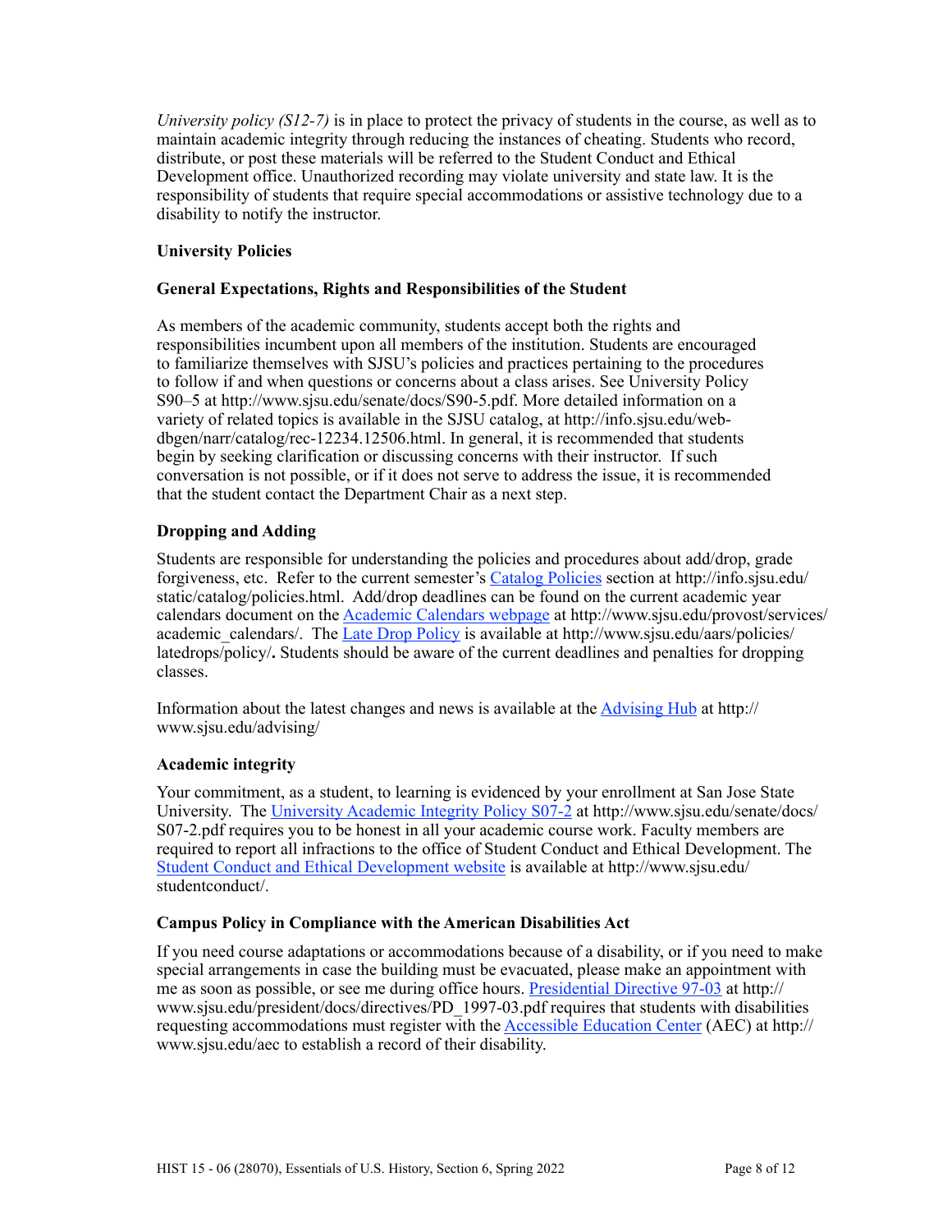*University policy (S12-7)* is in place to protect the privacy of students in the course, as well as to maintain academic integrity through reducing the instances of cheating. Students who record, distribute, or post these materials will be referred to the Student Conduct and Ethical Development office. Unauthorized recording may violate university and state law. It is the responsibility of students that require special accommodations or assistive technology due to a disability to notify the instructor.

**University Policies**

**General Expectations, Rights and Responsibilities of the Student**

As members of the academic community, students accept both the rights and responsibilities incumbent upon all members of the institution. Students are encouraged to familiarize themselves with SJSU's policies and practices pertaining to the procedures to follow if and when questions or concerns about a class arises. See University Policy S90–5 at http://www.sjsu.edu/senate/docs/S90-5.pdf. More detailed information on a variety of related topics is available in the SJSU catalog, at http://info.sjsu.edu/web-dbgen/narr/catalog/rec-12234.12506.html. In general, it is recommended that students begin by seeking clarification or discussing concerns with their instructor. If such conversation is not possible, or if it does not serve to address the issue, it is recommended that the student contact the Department Chair as a next step.

**Dropping and Adding**

Students are responsible for understanding the policies and procedures about add/drop, grade forgiveness, etc. Refer to the current semester's [Catalog Policies](http://info.sjsu.edu/static/catalog/policies.html) section at http://info.sjsu.edu/static/catalog/policies.html. Add/drop deadlines can be found on the current academic year calendars document on the [Academic Calendars webpage](http://www.sjsu.edu/provost/services/academic_calendars/) at http://www.sjsu.edu/provost/services/academic_calendars/. The [Late Drop Policy](http://www.sjsu.edu/aars/policies/latedrops/policy/) is available at http://www.sjsu.edu/aars/policies/latedrops/policy/**.** Students should be aware of the current deadlines and penalties for dropping classes.

Information about the latest changes and news is available at the [Advising Hub](http://www.sjsu.edu/advising/) at http://www.sjsu.edu/advising/

**Academic integrity**

Your commitment, as a student, to learning is evidenced by your enrollment at San Jose State University. The [University Academic Integrity Policy S07-2](http://www.sjsu.edu/senate/docs/S07-2.pdf) at http://www.sjsu.edu/senate/docs/S07-2.pdf requires you to be honest in all your academic course work. Faculty members are required to report all infractions to the office of Student Conduct and Ethical Development. The [Student Conduct and Ethical Development website](http://www.sjsu.edu/studentconduct/) is available at http://www.sjsu.edu/studentconduct/.

**Campus Policy in Compliance with the American Disabilities Act**

If you need course adaptations or accommodations because of a disability, or if you need to make special arrangements in case the building must be evacuated, please make an appointment with me as soon as possible, or see me during office hours. [Presidential Directive 97-03](http://www.sjsu.edu/president/docs/directives/PD_1997-03.pdf) at http://www.sjsu.edu/president/docs/directives/PD_1997-03.pdf requires that students with disabilities requesting accommodations must register with the [Accessible Education Center](http://www.sjsu.edu/aec) (AEC) at http://www.sjsu.edu/aec to establish a record of their disability.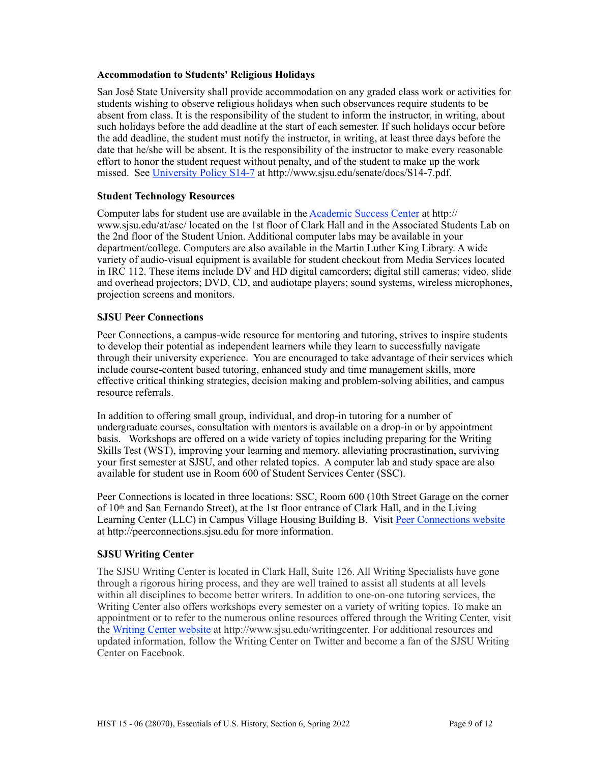**Accommodation to Students' Religious Holidays**

San José State University shall provide accommodation on any graded class work or activities for students wishing to observe religious holidays when such observances require students to be absent from class. It is the responsibility of the student to inform the instructor, in writing, about such holidays before the add deadline at the start of each semester. If such holidays occur before the add deadline, the student must notify the instructor, in writing, at least three days before the date that he/she will be absent. It is the responsibility of the instructor to make every reasonable effort to honor the student request without penalty, and of the student to make up the work missed. See [University Policy S14-7](http://www.sjsu.edu/senate/docs/S14-7.pdf) at http://www.sjsu.edu/senate/docs/S14-7.pdf.

**Student Technology Resources**

Computer labs for student use are available in the [Academic Success Center](http://www.sjsu.edu/at/asc/) at http://www.sjsu.edu/at/asc/ located on the 1st floor of Clark Hall and in the Associated Students Lab on the 2nd floor of the Student Union. Additional computer labs may be available in your department/college. Computers are also available in the Martin Luther King Library. A wide variety of audio-visual equipment is available for student checkout from Media Services located in IRC 112. These items include DV and HD digital camcorders; digital still cameras; video, slide and overhead projectors; DVD, CD, and audiotape players; sound systems, wireless microphones, projection screens and monitors.

**SJSU Peer Connections**

Peer Connections, a campus-wide resource for mentoring and tutoring, strives to inspire students to develop their potential as independent learners while they learn to successfully navigate through their university experience. You are encouraged to take advantage of their services which include course-content based tutoring, enhanced study and time management skills, more effective critical thinking strategies, decision making and problem-solving abilities, and campus resource referrals.

In addition to offering small group, individual, and drop-in tutoring for a number of undergraduate courses, consultation with mentors is available on a drop-in or by appointment basis. Workshops are offered on a wide variety of topics including preparing for the Writing Skills Test (WST), improving your learning and memory, alleviating procrastination, surviving your first semester at SJSU, and other related topics. A computer lab and study space are also available for student use in Room 600 of Student Services Center (SSC).

Peer Connections is located in three locations: SSC, Room 600 (10th Street Garage on the corner of 10th and San Fernando Street), at the 1st floor entrance of Clark Hall, and in the Living Learning Center (LLC) in Campus Village Housing Building B. Visit [Peer Connections website](http://peerconnections.sjsu.edu) at http://peerconnections.sjsu.edu for more information.

**SJSU Writing Center**

The SJSU Writing Center is located in Clark Hall, Suite 126. All Writing Specialists have gone through a rigorous hiring process, and they are well trained to assist all students at all levels within all disciplines to become better writers. In addition to one-on-one tutoring services, the Writing Center also offers workshops every semester on a variety of writing topics. To make an appointment or to refer to the numerous online resources offered through the Writing Center, visit the [Writing Center website](http://www.sjsu.edu/writingcenter) at http://www.sjsu.edu/writingcenter. For additional resources and updated information, follow the Writing Center on Twitter and become a fan of the SJSU Writing Center on Facebook.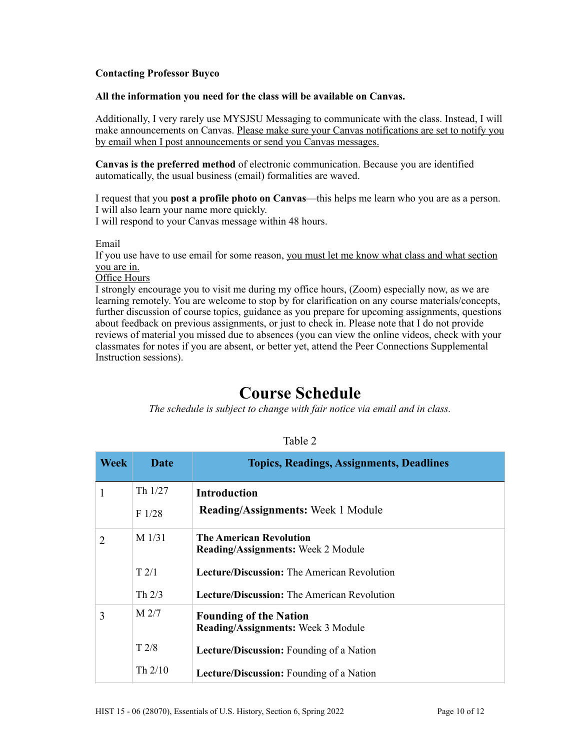**Contacting Professor Buyco**

**All the information you need for the class will be available on Canvas.**

Additionally, I very rarely use MYSJSU Messaging to communicate with the class. Instead, I will make announcements on Canvas. Please make sure your Canvas notifications are set to notify you by email when I post announcements or send you Canvas messages.

**Canvas is the preferred method** of electronic communication. Because you are identified automatically, the usual business (email) formalities are waved.

I request that you **post a profile photo on Canvas**—this helps me learn who you are as a person. I will also learn your name more quickly.
I will respond to your Canvas message within 48 hours.

Email
If you use have to use email for some reason, you must let me know what class and what section you are in.
Office Hours
I strongly encourage you to visit me during my office hours, (Zoom) especially now, as we are learning remotely. You are welcome to stop by for clarification on any course materials/concepts, further discussion of course topics, guidance as you prepare for upcoming assignments, questions about feedback on previous assignments, or just to check in. Please note that I do not provide reviews of material you missed due to absences (you can view the online videos, check with your classmates for notes if you are absent, or better yet, attend the Peer Connections Supplemental Instruction sessions).

# Course Schedule

*The schedule is subject to change with fair notice via email and in class.*

Table 2

| Week | Date | Topics, Readings, Assignments, Deadlines |
|---|---|---|
| 1 | Th 1/27<br>F 1/28 | **Introduction**<br>**Reading/Assignments:** Week 1 Module |
| 2 | M 1/31 | **The American Revolution**<br>**Reading/Assignments:** Week 2 Module |
| | T 2/1 | **Lecture/Discussion:** The American Revolution |
| | Th 2/3 | **Lecture/Discussion:** The American Revolution |
| 3 | M 2/7 | **Founding of the Nation**<br>**Reading/Assignments:** Week 3 Module |
| | T 2/8 | **Lecture/Discussion:** Founding of a Nation |
| | Th 2/10 | **Lecture/Discussion:** Founding of a Nation |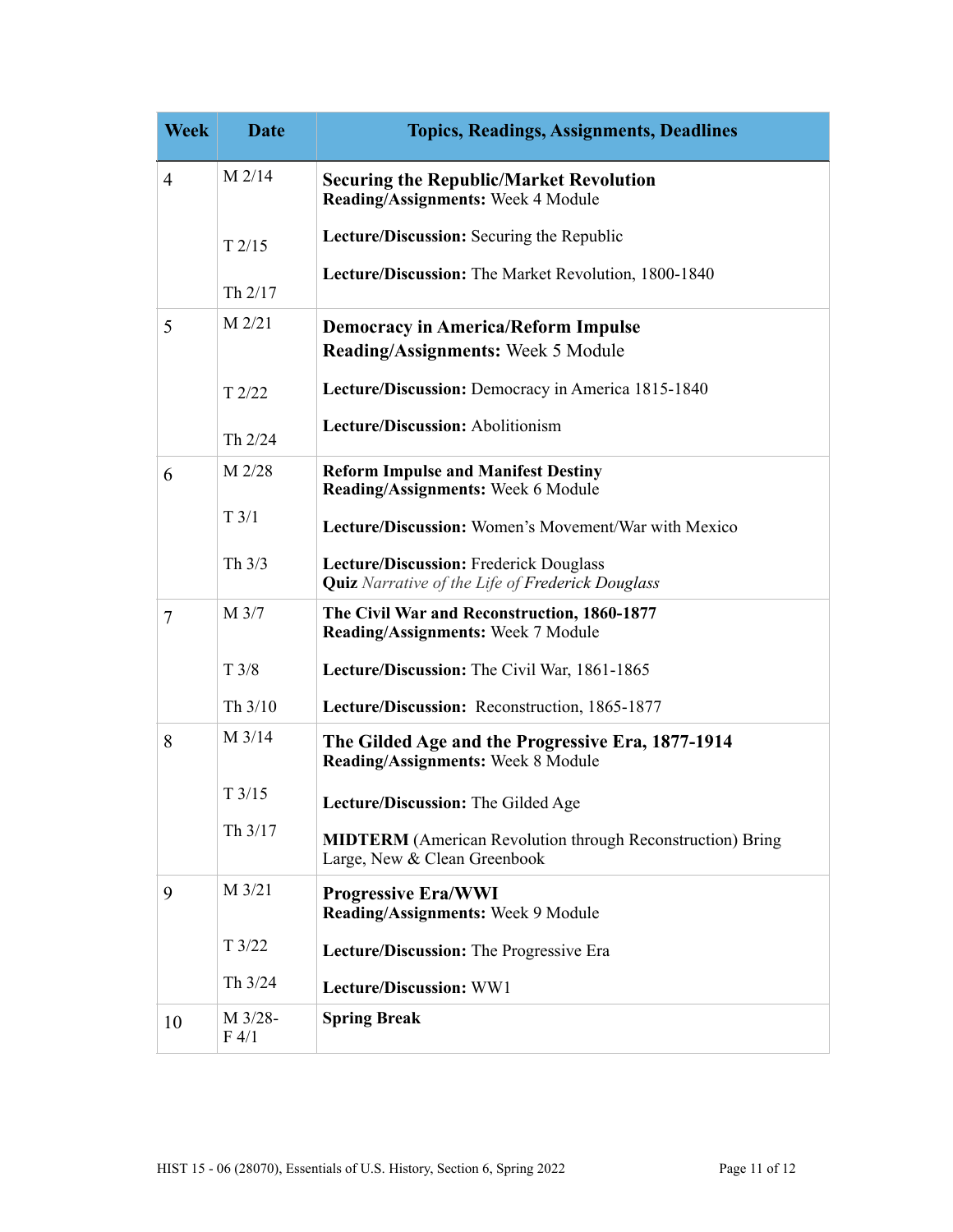| Week | Date | Topics, Readings, Assignments, Deadlines |
|---|---|---|
| 4 | M 2/14<br><br>T 2/15<br><br>Th 2/17 | **Securing the Republic/Market Revolution**<br>**Reading/Assignments:** Week 4 Module<br><br>**Lecture/Discussion:** Securing the Republic<br><br>**Lecture/Discussion:** The Market Revolution, 1800-1840 |
| 5 | M 2/21<br><br>T 2/22<br><br>Th 2/24 | **Democracy in America/Reform Impulse**<br>**Reading/Assignments:** Week 5 Module<br><br>**Lecture/Discussion:** Democracy in America 1815-1840<br><br>**Lecture/Discussion:** Abolitionism |
| 6 | M 2/28<br><br>T 3/1<br><br>Th 3/3 | **Reform Impulse and Manifest Destiny**<br>**Reading/Assignments:** Week 6 Module<br><br>**Lecture/Discussion:** Women's Movement/War with Mexico<br><br>**Lecture/Discussion:** Frederick Douglass<br>**Quiz** *Narrative of the Life of Frederick Douglass* |
| 7 | M 3/7<br><br>T 3/8<br><br>Th 3/10 | **The Civil War and Reconstruction, 1860-1877**<br>**Reading/Assignments:** Week 7 Module<br><br>**Lecture/Discussion:** The Civil War, 1861-1865<br><br>**Lecture/Discussion:** Reconstruction, 1865-1877 |
| 8 | M 3/14<br><br>T 3/15<br><br>Th 3/17 | **The Gilded Age and the Progressive Era, 1877-1914**<br>**Reading/Assignments:** Week 8 Module<br><br>**Lecture/Discussion:** The Gilded Age<br><br>**MIDTERM** (American Revolution through Reconstruction) Bring Large, New & Clean Greenbook |
| 9 | M 3/21<br><br>T 3/22<br><br>Th 3/24 | **Progressive Era/WWI**<br>**Reading/Assignments:** Week 9 Module<br><br>**Lecture/Discussion:** The Progressive Era<br><br>**Lecture/Discussion:** WW1 |
| 10 | M 3/28-<br>F 4/1 | **Spring Break** |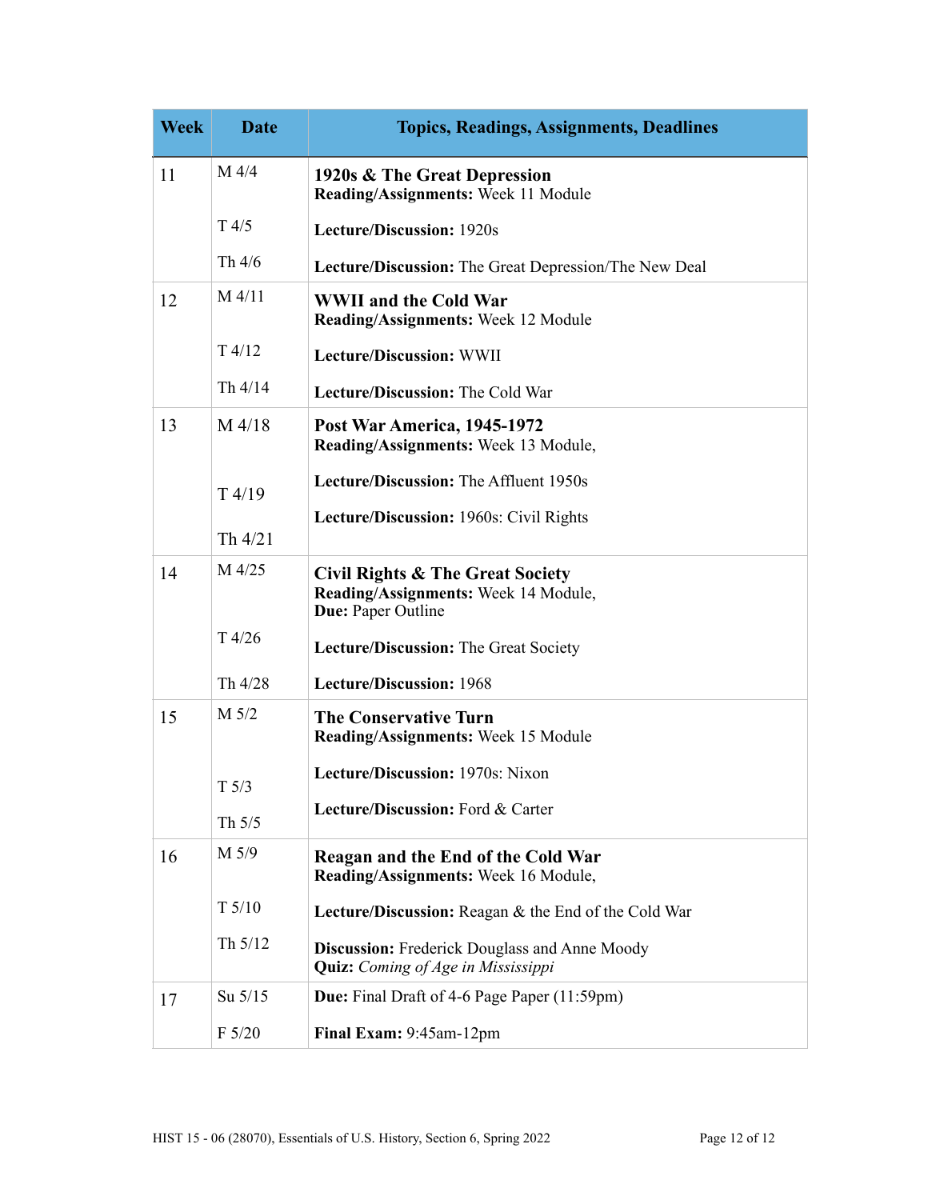| Week | Date | Topics, Readings, Assignments, Deadlines |
|---|---|---|
| 11 | M 4/4<br><br>T 4/5<br><br>Th 4/6 | **1920s & The Great Depression**<br>**Reading/Assignments:** Week 11 Module<br><br>**Lecture/Discussion:** 1920s<br><br>**Lecture/Discussion:** The Great Depression/The New Deal |
| 12 | M 4/11<br><br>T 4/12<br><br>Th 4/14 | **WWII and the Cold War**<br>**Reading/Assignments:** Week 12 Module<br><br>**Lecture/Discussion:** WWII<br><br>**Lecture/Discussion:** The Cold War |
| 13 | M 4/18<br><br>T 4/19<br><br>Th 4/21 | **Post War America, 1945-1972**<br>**Reading/Assignments:** Week 13 Module,<br><br>**Lecture/Discussion:** The Affluent 1950s<br><br>**Lecture/Discussion:** 1960s: Civil Rights |
| 14 | M 4/25<br><br>T 4/26<br><br>Th 4/28 | **Civil Rights & The Great Society**<br>**Reading/Assignments:** Week 14 Module,<br>**Due:** Paper Outline<br><br>**Lecture/Discussion:** The Great Society<br><br>**Lecture/Discussion:** 1968 |
| 15 | M 5/2<br><br>T 5/3<br><br>Th 5/5 | **The Conservative Turn**<br>**Reading/Assignments:** Week 15 Module<br><br>**Lecture/Discussion:** 1970s: Nixon<br><br>**Lecture/Discussion:** Ford & Carter |
| 16 | M 5/9<br><br>T 5/10<br><br>Th 5/12 | **Reagan and the End of the Cold War**<br>**Reading/Assignments:** Week 16 Module,<br><br>**Lecture/Discussion:** Reagan & the End of the Cold War<br><br>**Discussion:** Frederick Douglass and Anne Moody<br>**Quiz:** *Coming of Age in Mississippi* |
| 17 | Su 5/15<br><br>F 5/20 | **Due:** Final Draft of 4-6 Page Paper (11:59pm)<br><br>**Final Exam:** 9:45am-12pm |